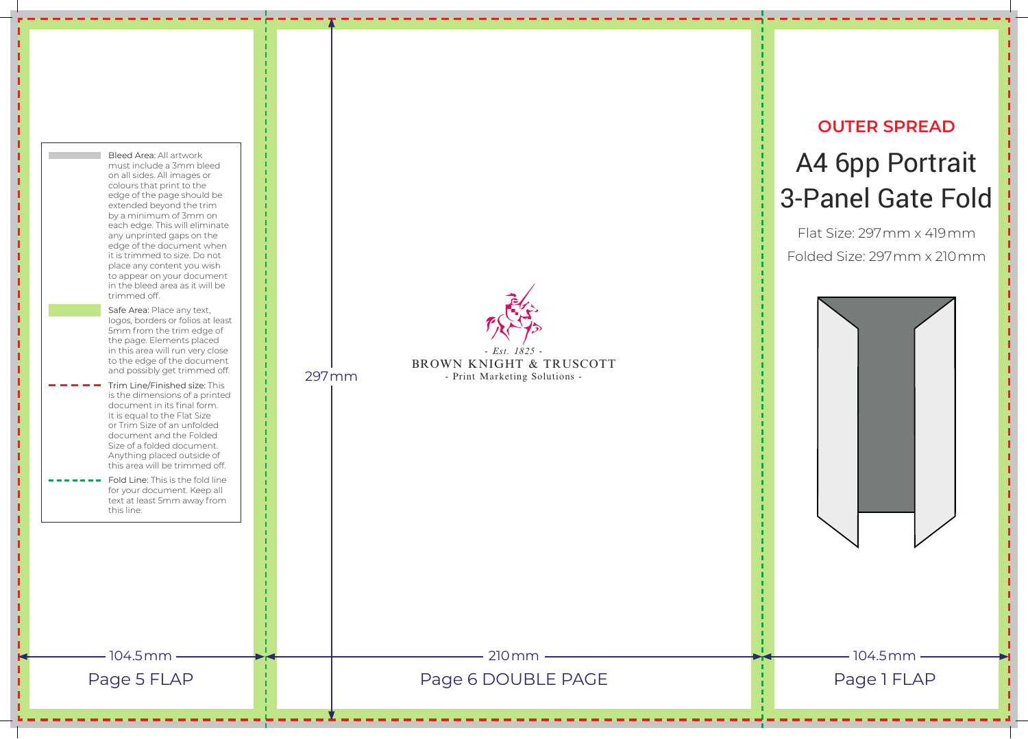## OUTER SPREAD

# A4 6pp Portrait 3-Panel Gate Fold

Flat Size: 297 mm x 419 mm

Folded Size: 297 mm x 210 mm

Bleed Area: All artwork must include a 3mm bleed on all sides. All images or colours that print to the edge of the page should be extended beyond the trim by a minimum of 3mm on each edge. This will eliminate any unprinted gaps on the edge of the document when it is trimmed to size. Do not place any content you wish to appear on your document in the bleed area as it will be trimmed off.

Safe Area: Place any text, logos, borders or folios at least 5mm from the trim edge of the page. Elements placed in this area will run very close to the edge of the document and possibly get trimmed off.

Trim Line/Finished size: This is the dimensions of a printed document in its final form. It is equal to the Flat Size or Trim Size of an unfolded document and the Folded Size of a folded document. Anything placed outside of this area will be trimmed off.

Fold Line: This is the fold line for your document. Keep all text at least 5mm away from this line.

- Est. 1825 -
BROWN KNIGHT & TRUSCOTT
- Print Marketing Solutions -

297 mm

104.5 mm — Page 5 FLAP

210 mm — Page 6 DOUBLE PAGE

104.5 mm — Page 1 FLAP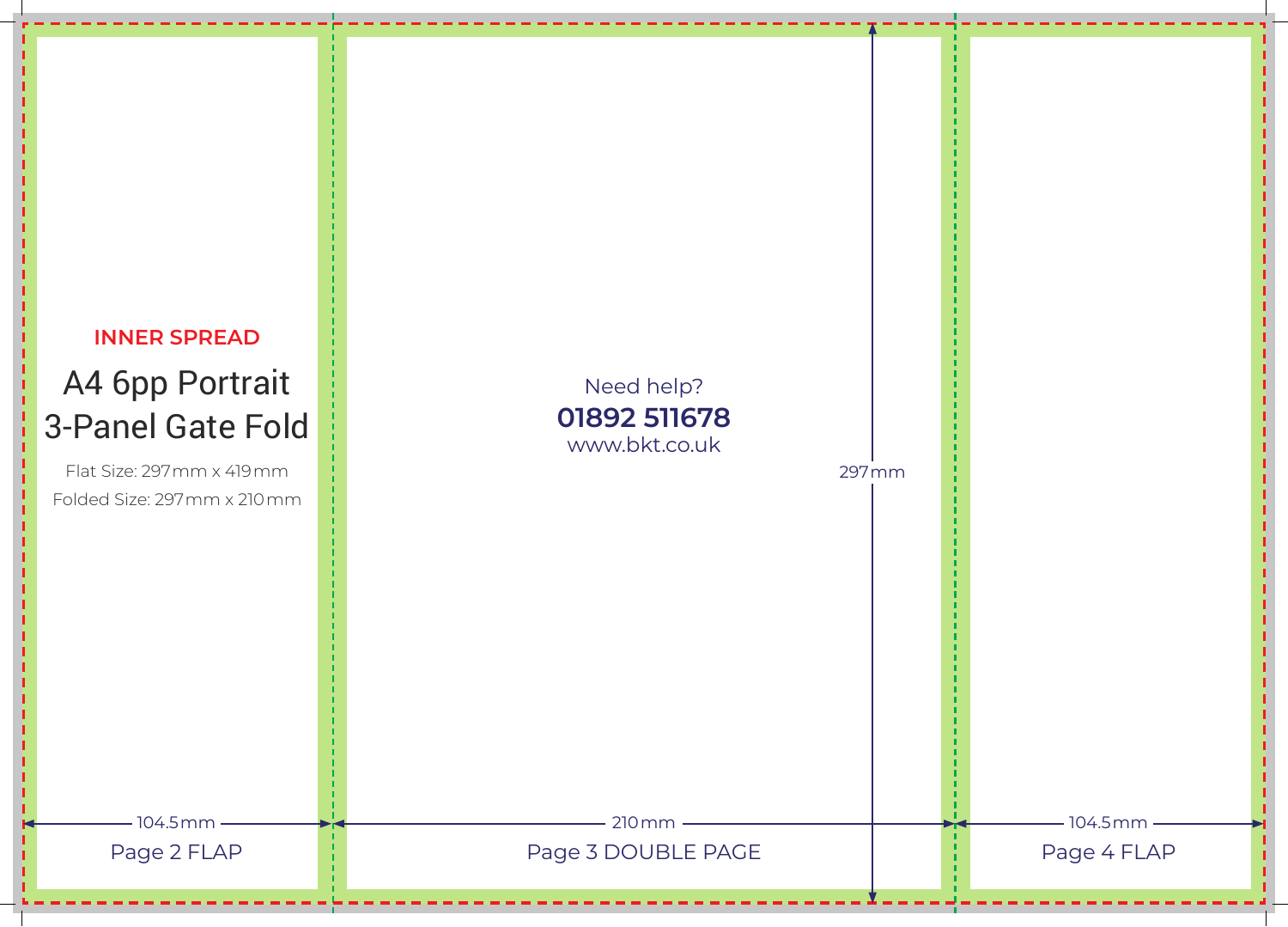**INNER SPREAD**

# A4 6pp Portrait 3-Panel Gate Fold

Flat Size: 297 mm x 419 mm

Folded Size: 297 mm x 210 mm

Need help?

**01892 511678**

www.bkt.co.uk

297 mm

104.5 mm

Page 2 FLAP

210 mm

Page 3 DOUBLE PAGE

104.5 mm

Page 4 FLAP